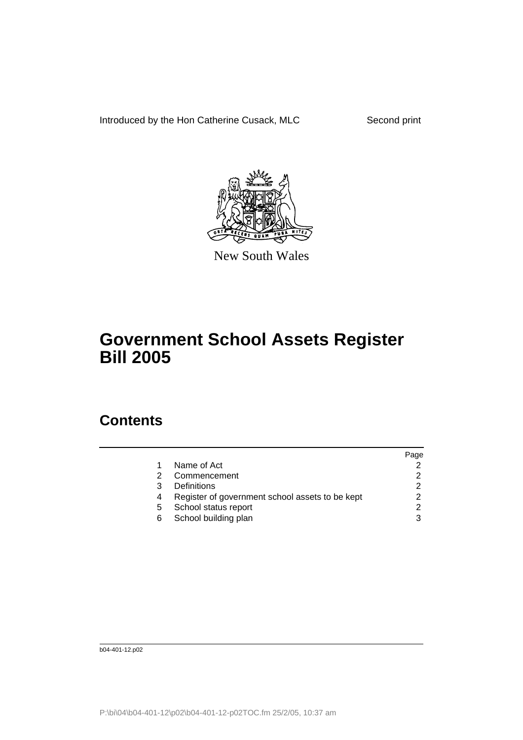Introduced by the Hon Catherine Cusack, MLC

Second print

New South Wales

# Government School Assets Register Bill 2005

## Contents

| | | Page |
|---|---|---|
| 1 | Name of Act | 2 |
| 2 | Commencement | 2 |
| 3 | Definitions | 2 |
| 4 | Register of government school assets to be kept | 2 |
| 5 | School status report | 2 |
| 6 | School building plan | 3 |

b04-401-12.p02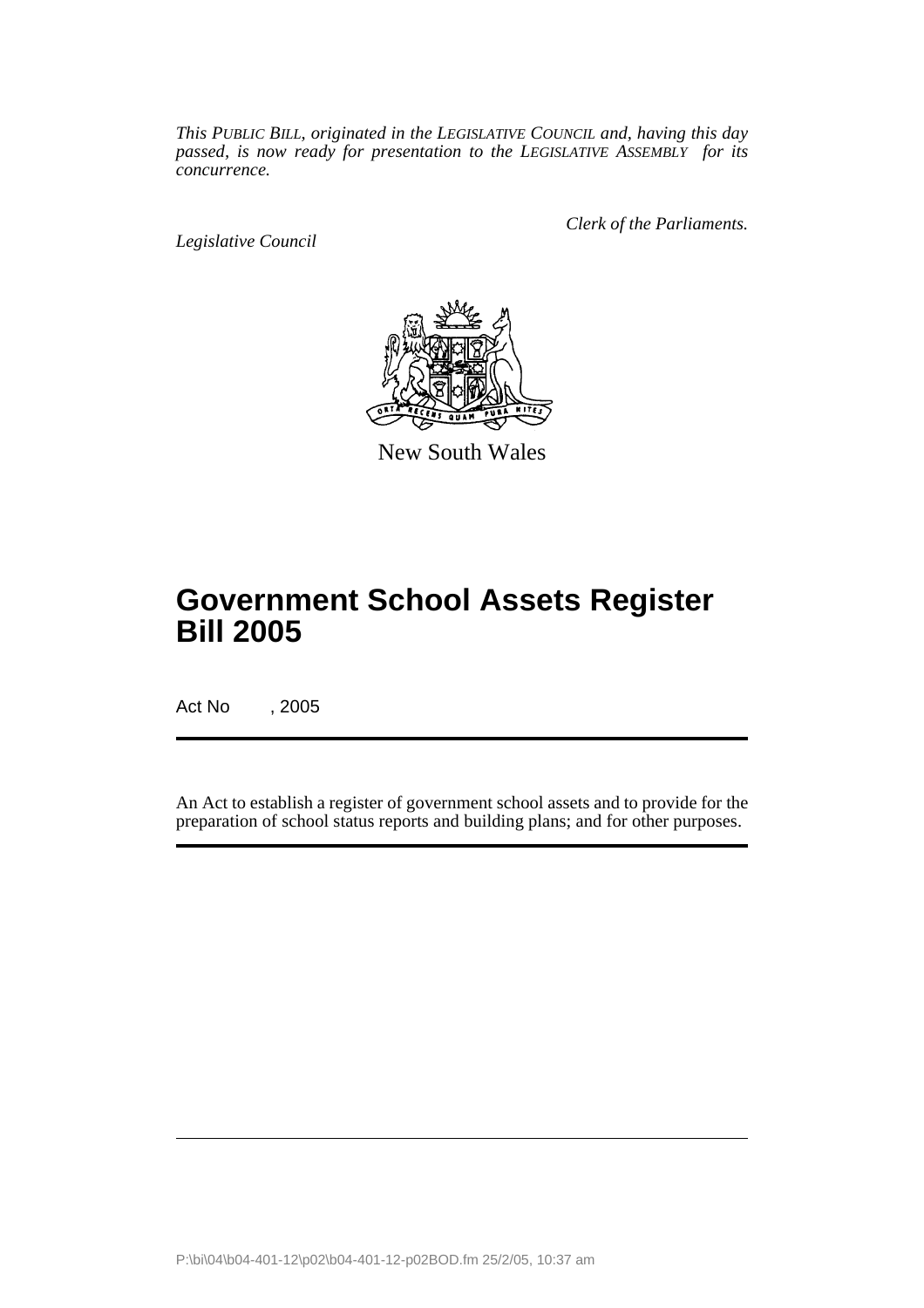*This PUBLIC BILL, originated in the LEGISLATIVE COUNCIL and, having this day passed, is now ready for presentation to the LEGISLATIVE ASSEMBLY for its concurrence.*

*Clerk of the Parliaments.*

*Legislative Council*

New South Wales

# Government School Assets Register Bill 2005

Act No , 2005

An Act to establish a register of government school assets and to provide for the preparation of school status reports and building plans; and for other purposes.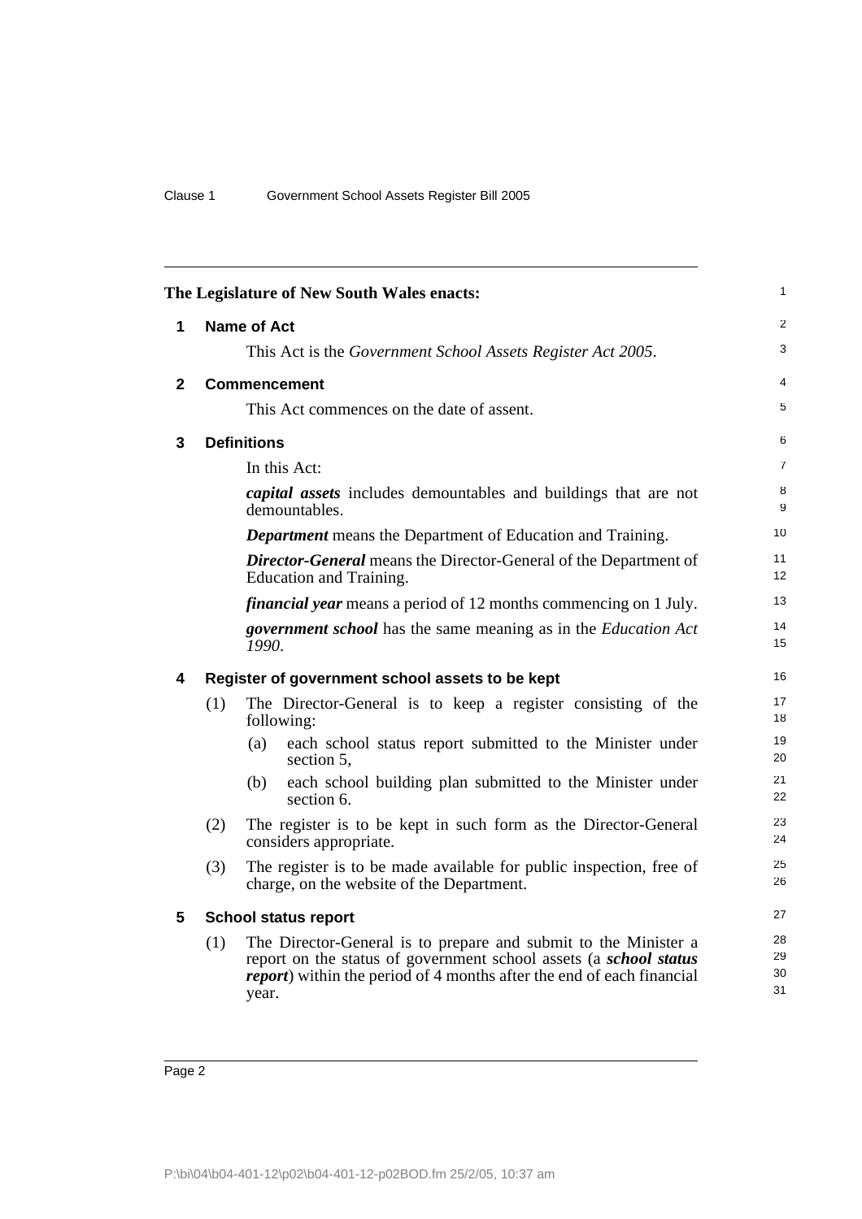The Legislature of New South Wales enacts:

## 1 Name of Act

This Act is the *Government School Assets Register Act 2005*.

## 2 Commencement

This Act commences on the date of assent.

## 3 Definitions

In this Act:

***capital assets*** includes demountables and buildings that are not demountables.

***Department*** means the Department of Education and Training.

***Director-General*** means the Director-General of the Department of Education and Training.

***financial year*** means a period of 12 months commencing on 1 July.

***government school*** has the same meaning as in the *Education Act 1990*.

## 4 Register of government school assets to be kept

(1) The Director-General is to keep a register consisting of the following:

(a) each school status report submitted to the Minister under section 5,

(b) each school building plan submitted to the Minister under section 6.

(2) The register is to be kept in such form as the Director-General considers appropriate.

(3) The register is to be made available for public inspection, free of charge, on the website of the Department.

## 5 School status report

(1) The Director-General is to prepare and submit to the Minister a report on the status of government school assets (a ***school status report***) within the period of 4 months after the end of each financial year.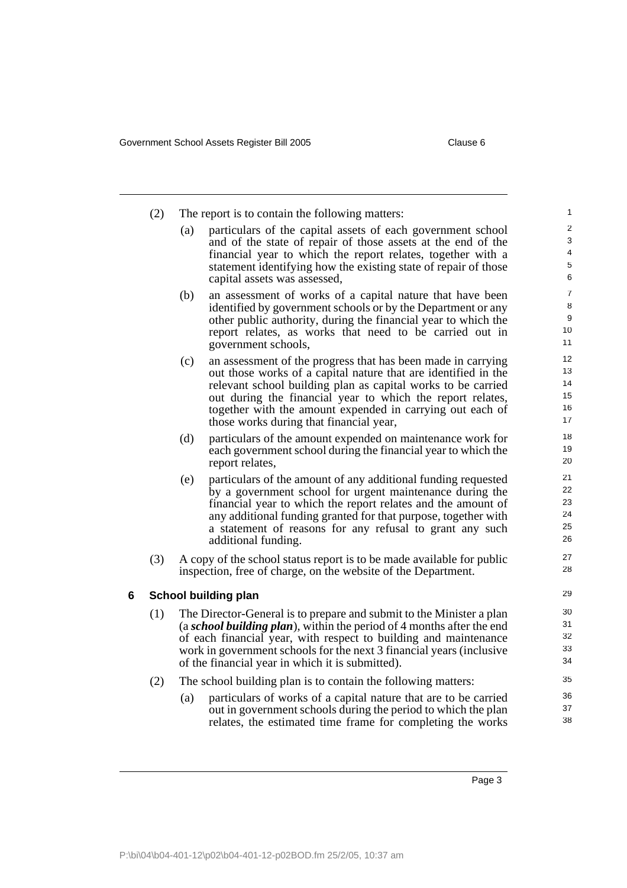(2) The report is to contain the following matters:

(a) particulars of the capital assets of each government school and of the state of repair of those assets at the end of the financial year to which the report relates, together with a statement identifying how the existing state of repair of those capital assets was assessed,

(b) an assessment of works of a capital nature that have been identified by government schools or by the Department or any other public authority, during the financial year to which the report relates, as works that need to be carried out in government schools,

(c) an assessment of the progress that has been made in carrying out those works of a capital nature that are identified in the relevant school building plan as capital works to be carried out during the financial year to which the report relates, together with the amount expended in carrying out each of those works during that financial year,

(d) particulars of the amount expended on maintenance work for each government school during the financial year to which the report relates,

(e) particulars of the amount of any additional funding requested by a government school for urgent maintenance during the financial year to which the report relates and the amount of any additional funding granted for that purpose, together with a statement of reasons for any refusal to grant any such additional funding.

(3) A copy of the school status report is to be made available for public inspection, free of charge, on the website of the Department.

## 6 School building plan

(1) The Director-General is to prepare and submit to the Minister a plan (a ***school building plan***), within the period of 4 months after the end of each financial year, with respect to building and maintenance work in government schools for the next 3 financial years (inclusive of the financial year in which it is submitted).

(2) The school building plan is to contain the following matters:

(a) particulars of works of a capital nature that are to be carried out in government schools during the period to which the plan relates, the estimated time frame for completing the works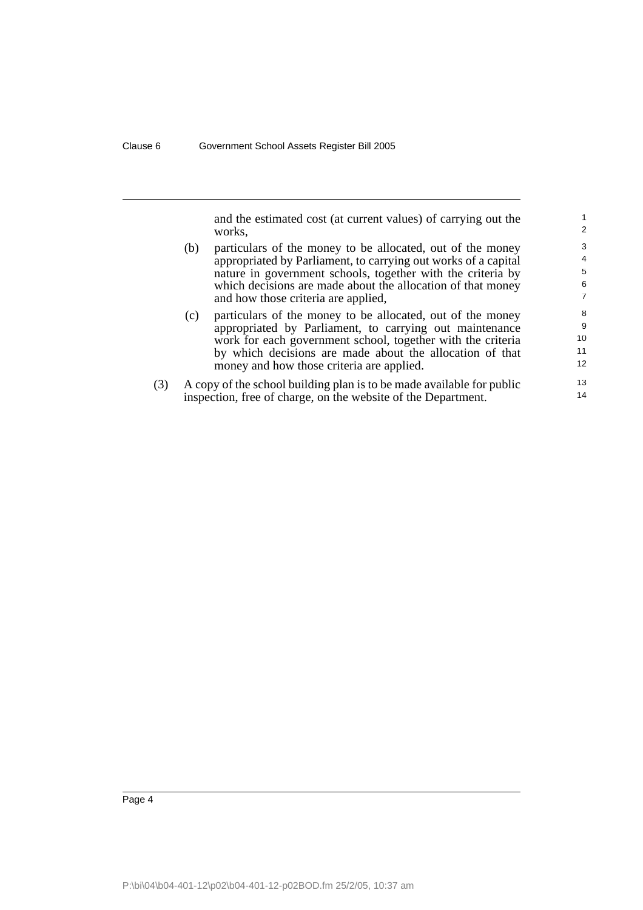and the estimated cost (at current values) of carrying out the works,

(b) particulars of the money to be allocated, out of the money appropriated by Parliament, to carrying out works of a capital nature in government schools, together with the criteria by which decisions are made about the allocation of that money and how those criteria are applied,

(c) particulars of the money to be allocated, out of the money appropriated by Parliament, to carrying out maintenance work for each government school, together with the criteria by which decisions are made about the allocation of that money and how those criteria are applied.

(3) A copy of the school building plan is to be made available for public inspection, free of charge, on the website of the Department.